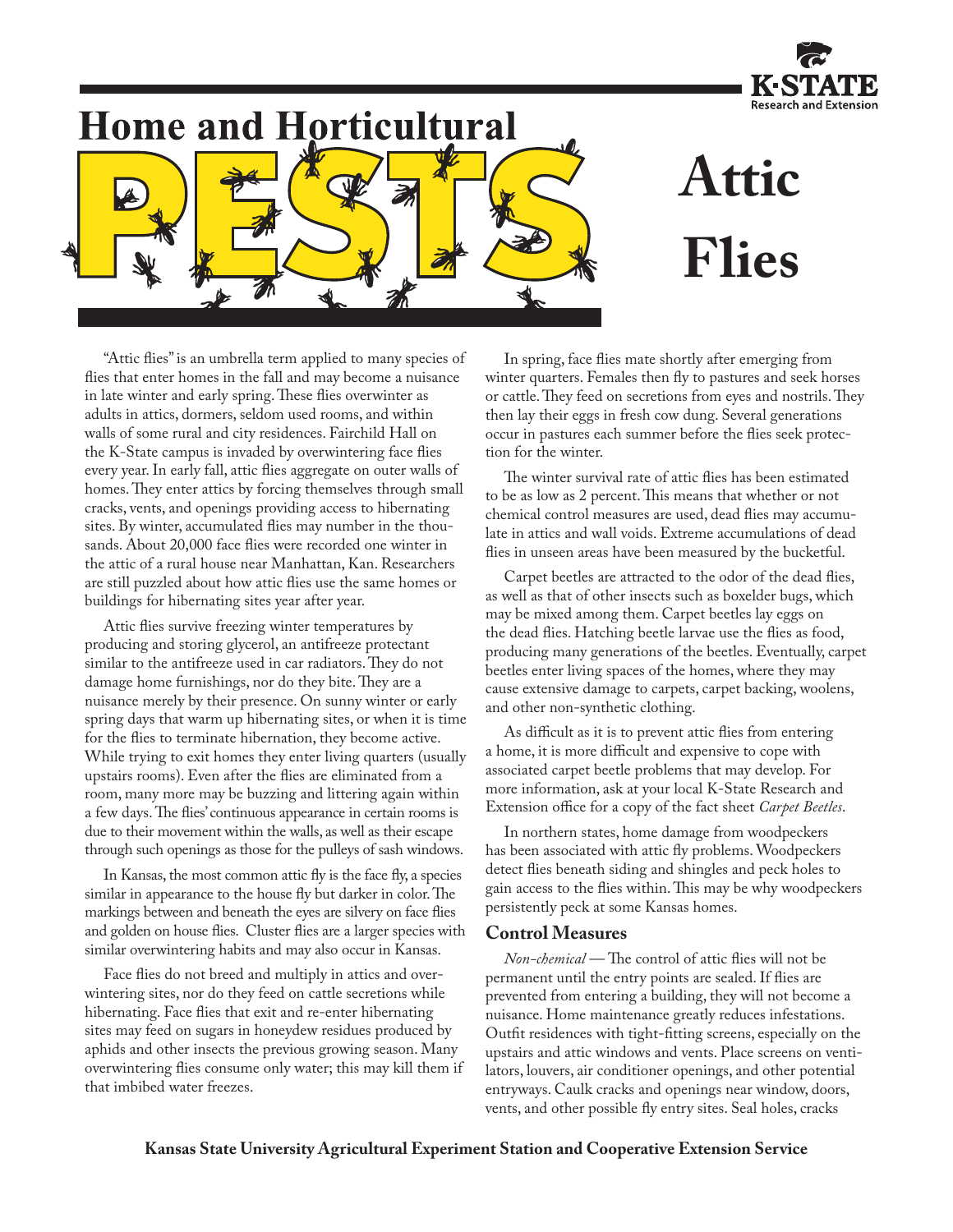# Home and Horticultural PESTS

# Attic Flies

"Attic flies" is an umbrella term applied to many species of flies that enter homes in the fall and may become a nuisance in late winter and early spring. These flies overwinter as adults in attics, dormers, seldom used rooms, and within walls of some rural and city residences. Fairchild Hall on the K-State campus is invaded by overwintering face flies every year. In early fall, attic flies aggregate on outer walls of homes. They enter attics by forcing themselves through small cracks, vents, and openings providing access to hibernating sites. By winter, accumulated flies may number in the thousands. About 20,000 face flies were recorded one winter in the attic of a rural house near Manhattan, Kan. Researchers are still puzzled about how attic flies use the same homes or buildings for hibernating sites year after year.

Attic flies survive freezing winter temperatures by producing and storing glycerol, an antifreeze protectant similar to the antifreeze used in car radiators. They do not damage home furnishings, nor do they bite. They are a nuisance merely by their presence. On sunny winter or early spring days that warm up hibernating sites, or when it is time for the flies to terminate hibernation, they become active. While trying to exit homes they enter living quarters (usually upstairs rooms). Even after the flies are eliminated from a room, many more may be buzzing and littering again within a few days. The flies' continuous appearance in certain rooms is due to their movement within the walls, as well as their escape through such openings as those for the pulleys of sash windows.

In Kansas, the most common attic fly is the face fly, a species similar in appearance to the house fly but darker in color. The markings between and beneath the eyes are silvery on face flies and golden on house flies. Cluster flies are a larger species with similar overwintering habits and may also occur in Kansas.

Face flies do not breed and multiply in attics and overwintering sites, nor do they feed on cattle secretions while hibernating. Face flies that exit and re-enter hibernating sites may feed on sugars in honeydew residues produced by aphids and other insects the previous growing season. Many overwintering flies consume only water; this may kill them if that imbibed water freezes.

In spring, face flies mate shortly after emerging from winter quarters. Females then fly to pastures and seek horses or cattle. They feed on secretions from eyes and nostrils. They then lay their eggs in fresh cow dung. Several generations occur in pastures each summer before the flies seek protection for the winter.

The winter survival rate of attic flies has been estimated to be as low as 2 percent. This means that whether or not chemical control measures are used, dead flies may accumulate in attics and wall voids. Extreme accumulations of dead flies in unseen areas have been measured by the bucketful.

Carpet beetles are attracted to the odor of the dead flies, as well as that of other insects such as boxelder bugs, which may be mixed among them. Carpet beetles lay eggs on the dead flies. Hatching beetle larvae use the flies as food, producing many generations of the beetles. Eventually, carpet beetles enter living spaces of the homes, where they may cause extensive damage to carpets, carpet backing, woolens, and other non-synthetic clothing.

As difficult as it is to prevent attic flies from entering a home, it is more difficult and expensive to cope with associated carpet beetle problems that may develop. For more information, ask at your local K-State Research and Extension office for a copy of the fact sheet *Carpet Beetles*.

In northern states, home damage from woodpeckers has been associated with attic fly problems. Woodpeckers detect flies beneath siding and shingles and peck holes to gain access to the flies within. This may be why woodpeckers persistently peck at some Kansas homes.

## Control Measures

*Non-chemical* — The control of attic flies will not be permanent until the entry points are sealed. If flies are prevented from entering a building, they will not become a nuisance. Home maintenance greatly reduces infestations. Outfit residences with tight-fitting screens, especially on the upstairs and attic windows and vents. Place screens on ventilators, louvers, air conditioner openings, and other potential entryways. Caulk cracks and openings near window, doors, vents, and other possible fly entry sites. Seal holes, cracks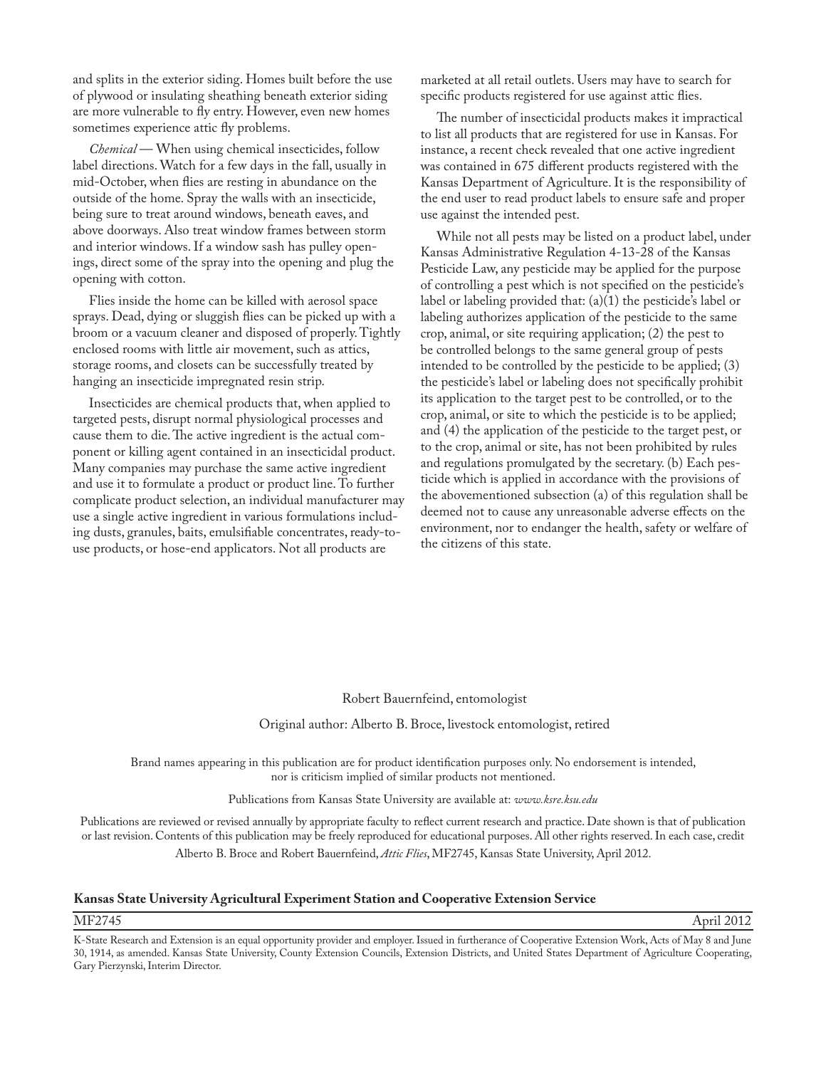and splits in the exterior siding. Homes built before the use of plywood or insulating sheathing beneath exterior siding are more vulnerable to fly entry. However, even new homes sometimes experience attic fly problems.

*Chemical* — When using chemical insecticides, follow label directions. Watch for a few days in the fall, usually in mid-October, when flies are resting in abundance on the outside of the home. Spray the walls with an insecticide, being sure to treat around windows, beneath eaves, and above doorways. Also treat window frames between storm and interior windows. If a window sash has pulley openings, direct some of the spray into the opening and plug the opening with cotton.

Flies inside the home can be killed with aerosol space sprays. Dead, dying or sluggish flies can be picked up with a broom or a vacuum cleaner and disposed of properly. Tightly enclosed rooms with little air movement, such as attics, storage rooms, and closets can be successfully treated by hanging an insecticide impregnated resin strip.

Insecticides are chemical products that, when applied to targeted pests, disrupt normal physiological processes and cause them to die. The active ingredient is the actual component or killing agent contained in an insecticidal product. Many companies may purchase the same active ingredient and use it to formulate a product or product line. To further complicate product selection, an individual manufacturer may use a single active ingredient in various formulations including dusts, granules, baits, emulsifiable concentrates, ready-to-use products, or hose-end applicators. Not all products are marketed at all retail outlets. Users may have to search for specific products registered for use against attic flies.

The number of insecticidal products makes it impractical to list all products that are registered for use in Kansas. For instance, a recent check revealed that one active ingredient was contained in 675 different products registered with the Kansas Department of Agriculture. It is the responsibility of the end user to read product labels to ensure safe and proper use against the intended pest.

While not all pests may be listed on a product label, under Kansas Administrative Regulation 4-13-28 of the Kansas Pesticide Law, any pesticide may be applied for the purpose of controlling a pest which is not specified on the pesticide's label or labeling provided that: (a)(1) the pesticide's label or labeling authorizes application of the pesticide to the same crop, animal, or site requiring application; (2) the pest to be controlled belongs to the same general group of pests intended to be controlled by the pesticide to be applied; (3) the pesticide's label or labeling does not specifically prohibit its application to the target pest to be controlled, or to the crop, animal, or site to which the pesticide is to be applied; and (4) the application of the pesticide to the target pest, or to the crop, animal or site, has not been prohibited by rules and regulations promulgated by the secretary. (b) Each pesticide which is applied in accordance with the provisions of the abovementioned subsection (a) of this regulation shall be deemed not to cause any unreasonable adverse effects on the environment, nor to endanger the health, safety or welfare of the citizens of this state.

Robert Bauernfeind, entomologist

Original author: Alberto B. Broce, livestock entomologist, retired

Brand names appearing in this publication are for product identification purposes only. No endorsement is intended, nor is criticism implied of similar products not mentioned.

Publications from Kansas State University are available at: *www.ksre.ksu.edu*

Publications are reviewed or revised annually by appropriate faculty to reflect current research and practice. Date shown is that of publication or last revision. Contents of this publication may be freely reproduced for educational purposes. All other rights reserved. In each case, credit Alberto B. Broce and Robert Bauernfeind, *Attic Flies*, MF2745, Kansas State University, April 2012.

**Kansas State University Agricultural Experiment Station and Cooperative Extension Service**

MF2745 April 2012

K-State Research and Extension is an equal opportunity provider and employer. Issued in furtherance of Cooperative Extension Work, Acts of May 8 and June 30, 1914, as amended. Kansas State University, County Extension Councils, Extension Districts, and United States Department of Agriculture Cooperating, Gary Pierzynski, Interim Director.